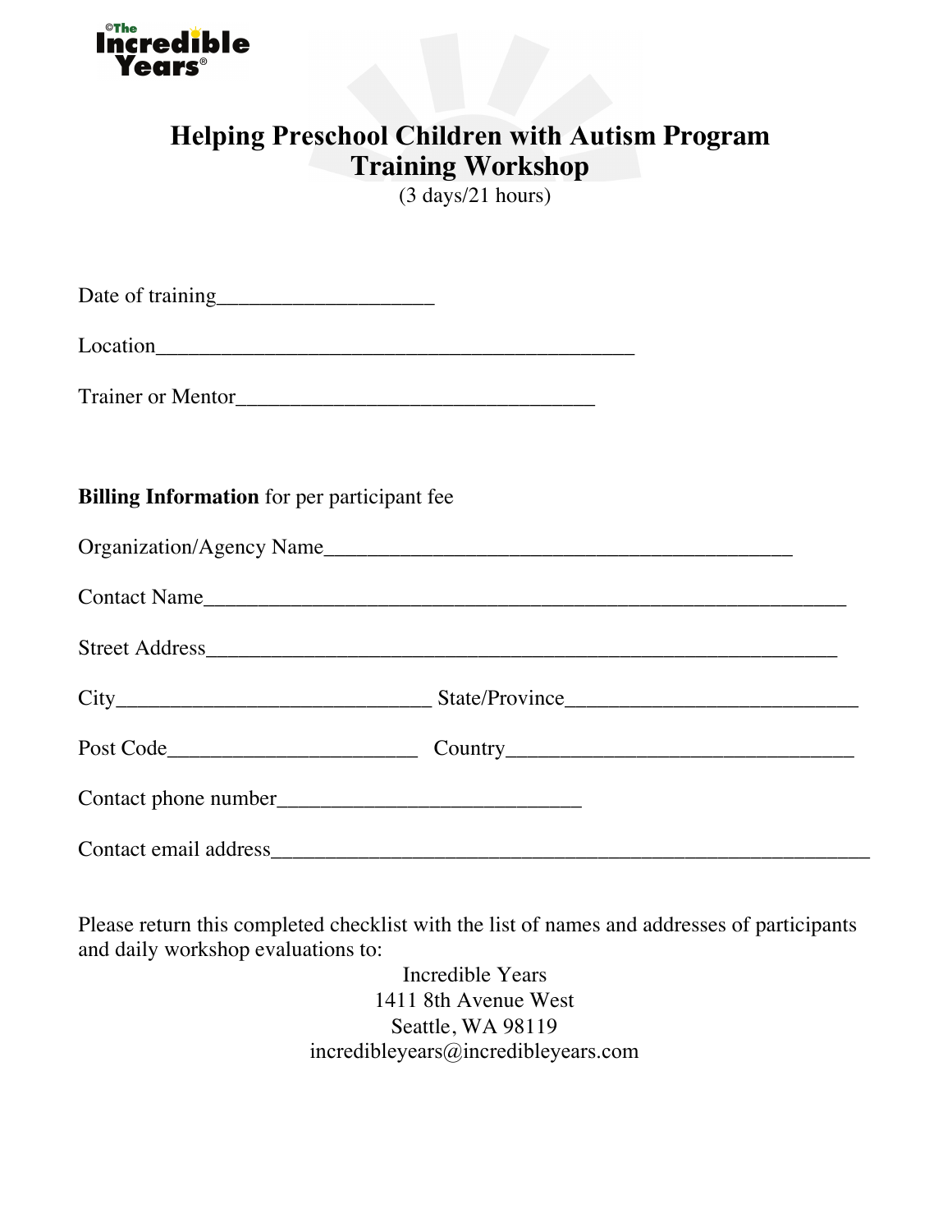©The Incredible Years®

# Helping Preschool Children with Autism Program
# Training Workshop

(3 days/21 hours)

Date of training___________________

Location__________________________________________

Trainer or Mentor_______________________________

**Billing Information** for per participant fee

Organization/Agency Name_________________________________________

Contact Name________________________________________________________

Street Address_______________________________________________________

City____________________________ State/Province__________________________

Post Code______________________ Country_______________________________

Contact phone number___________________________

Contact email address______________________________________________________

Please return this completed checklist with the list of names and addresses of participants and daily workshop evaluations to:

Incredible Years
1411 8th Avenue West
Seattle, WA 98119
incredibleyears@incredibleyears.com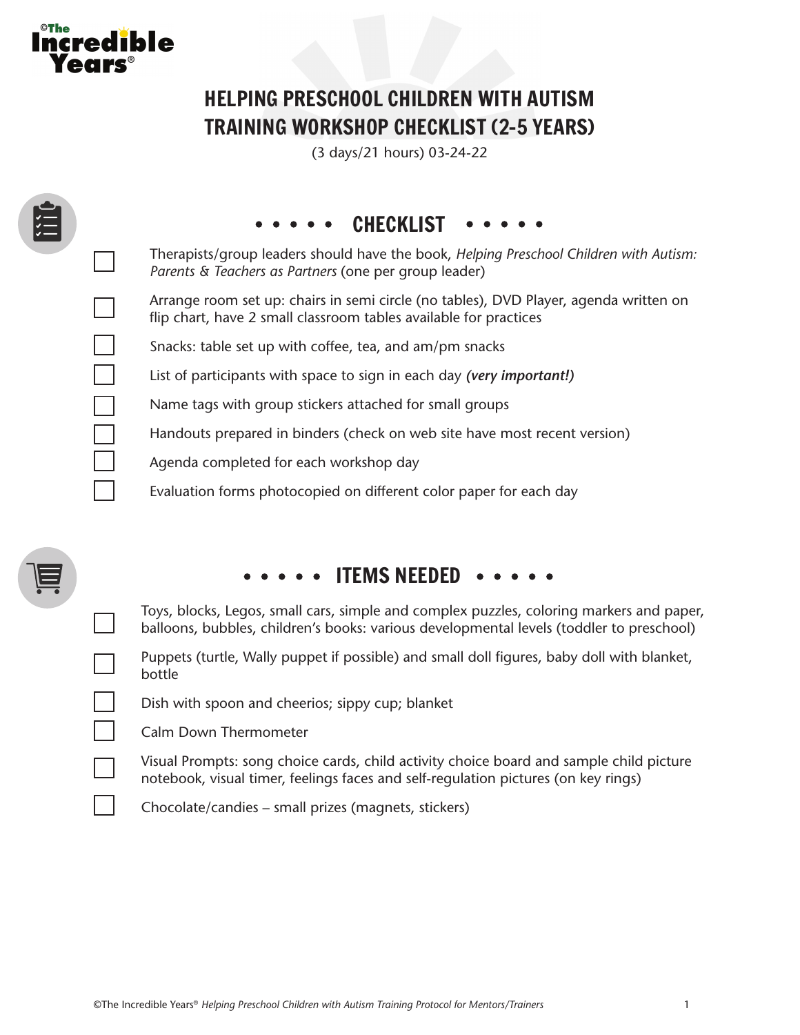# HELPING PRESCHOOL CHILDREN WITH AUTISM TRAINING WORKSHOP CHECKLIST (2-5 YEARS)

(3 days/21 hours) 03-24-22

## • • • • • CHECKLIST • • • • •

- [ ] Therapists/group leaders should have the book, *Helping Preschool Children with Autism: Parents & Teachers as Partners* (one per group leader)
- [ ] Arrange room set up: chairs in semi circle (no tables), DVD Player, agenda written on flip chart, have 2 small classroom tables available for practices
- [ ] Snacks: table set up with coffee, tea, and am/pm snacks
- [ ] List of participants with space to sign in each day ***(very important!)***
- [ ] Name tags with group stickers attached for small groups
- [ ] Handouts prepared in binders (check on web site have most recent version)
- [ ] Agenda completed for each workshop day
- [ ] Evaluation forms photocopied on different color paper for each day

## • • • • • ITEMS NEEDED • • • • •

- [ ] Toys, blocks, Legos, small cars, simple and complex puzzles, coloring markers and paper, balloons, bubbles, children's books: various developmental levels (toddler to preschool)
- [ ] Puppets (turtle, Wally puppet if possible) and small doll figures, baby doll with blanket, bottle
- [ ] Dish with spoon and cheerios; sippy cup; blanket
- [ ] Calm Down Thermometer
- [ ] Visual Prompts: song choice cards, child activity choice board and sample child picture notebook, visual timer, feelings faces and self-regulation pictures (on key rings)
- [ ] Chocolate/candies – small prizes (magnets, stickers)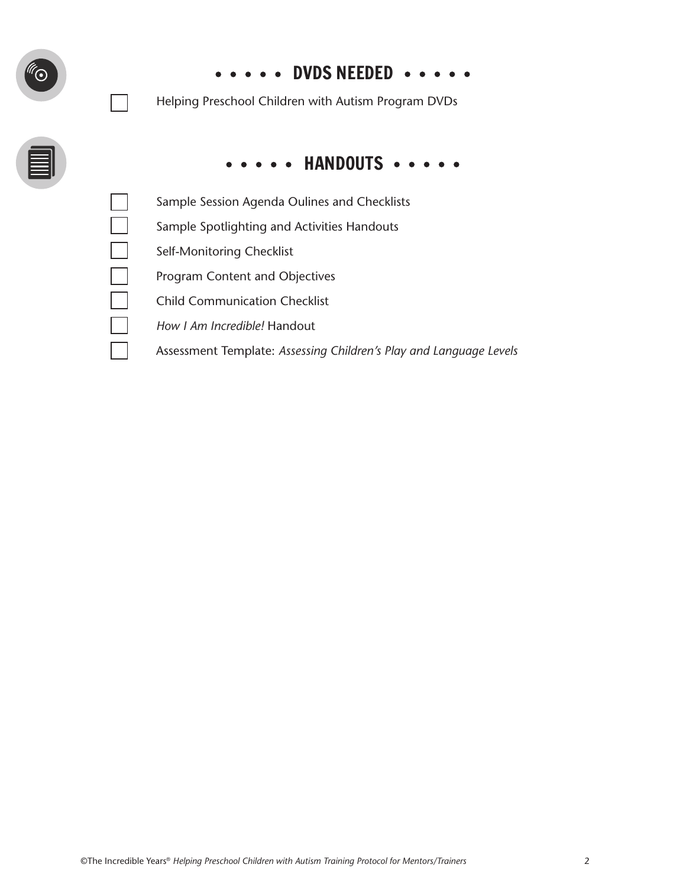## DVDS NEEDED

- [ ] Helping Preschool Children with Autism Program DVDs

## HANDOUTS

- [ ] Sample Session Agenda Oulines and Checklists
- [ ] Sample Spotlighting and Activities Handouts
- [ ] Self-Monitoring Checklist
- [ ] Program Content and Objectives
- [ ] Child Communication Checklist
- [ ] *How I Am Incredible!* Handout
- [ ] Assessment Template: *Assessing Children's Play and Language Levels*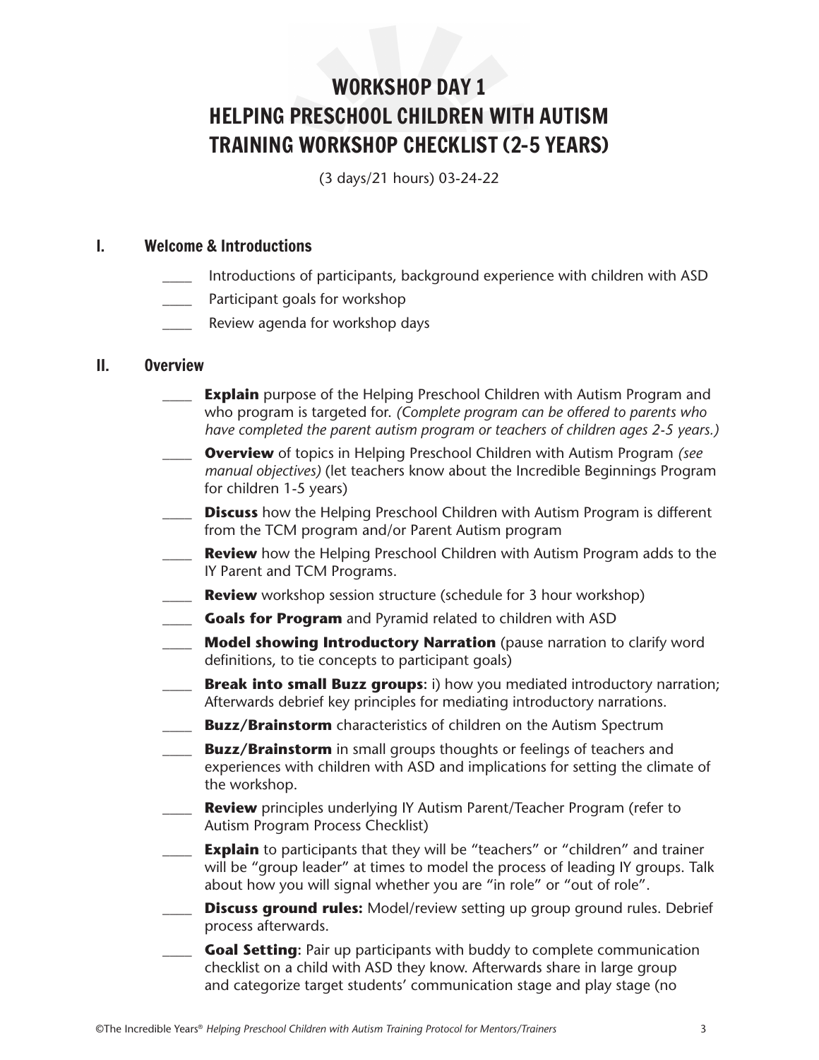# WORKSHOP DAY 1
# HELPING PRESCHOOL CHILDREN WITH AUTISM TRAINING WORKSHOP CHECKLIST (2-5 YEARS)

(3 days/21 hours) 03-24-22

## I. Welcome & Introductions

- ____ Introductions of participants, background experience with children with ASD
- ____ Participant goals for workshop
- ____ Review agenda for workshop days

## II. Overview

- ____ **Explain** purpose of the Helping Preschool Children with Autism Program and who program is targeted for. *(Complete program can be offered to parents who have completed the parent autism program or teachers of children ages 2-5 years.)*
- ____ **Overview** of topics in Helping Preschool Children with Autism Program *(see manual objectives)* (let teachers know about the Incredible Beginnings Program for children 1-5 years)
- ____ **Discuss** how the Helping Preschool Children with Autism Program is different from the TCM program and/or Parent Autism program
- ____ **Review** how the Helping Preschool Children with Autism Program adds to the IY Parent and TCM Programs.
- ____ **Review** workshop session structure (schedule for 3 hour workshop)
- ____ **Goals for Program** and Pyramid related to children with ASD
- ____ **Model showing Introductory Narration** (pause narration to clarify word definitions, to tie concepts to participant goals)
- ____ **Break into small Buzz groups**: i) how you mediated introductory narration; Afterwards debrief key principles for mediating introductory narrations.
- ____ **Buzz/Brainstorm** characteristics of children on the Autism Spectrum
- ____ **Buzz/Brainstorm** in small groups thoughts or feelings of teachers and experiences with children with ASD and implications for setting the climate of the workshop.
- ____ **Review** principles underlying IY Autism Parent/Teacher Program (refer to Autism Program Process Checklist)
- ____ **Explain** to participants that they will be "teachers" or "children" and trainer will be "group leader" at times to model the process of leading IY groups. Talk about how you will signal whether you are "in role" or "out of role".
- ____ **Discuss ground rules:** Model/review setting up group ground rules. Debrief process afterwards.
- ____ **Goal Setting**: Pair up participants with buddy to complete communication checklist on a child with ASD they know. Afterwards share in large group and categorize target students' communication stage and play stage (no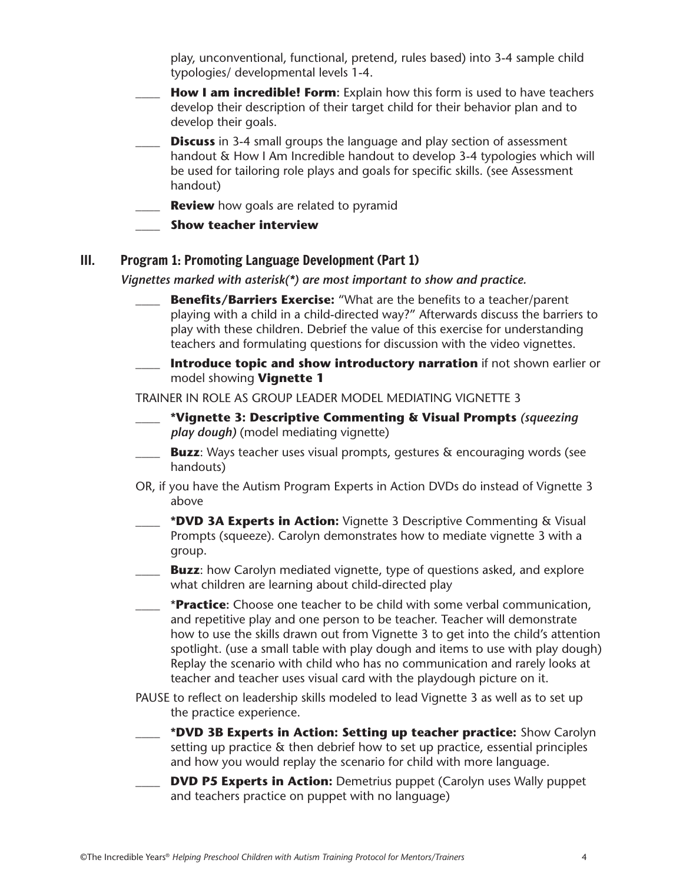play, unconventional, functional, pretend, rules based) into 3-4 sample child typologies/ developmental levels 1-4.

- ____ **How I am incredible! Form:** Explain how this form is used to have teachers develop their description of their target child for their behavior plan and to develop their goals.
- ____ **Discuss** in 3-4 small groups the language and play section of assessment handout & How I Am Incredible handout to develop 3-4 typologies which will be used for tailoring role plays and goals for specific skills. (see Assessment handout)
- ____ **Review** how goals are related to pyramid
- ____ **Show teacher interview**

## III. Program 1: Promoting Language Development (Part 1)

***Vignettes marked with asterisk(\*) are most important to show and practice.***

- ____ **Benefits/Barriers Exercise:** "What are the benefits to a teacher/parent playing with a child in a child-directed way?" Afterwards discuss the barriers to play with these children. Debrief the value of this exercise for understanding teachers and formulating questions for discussion with the video vignettes.
- ____ **Introduce topic and show introductory narration** if not shown earlier or model showing **Vignette 1**

TRAINER IN ROLE AS GROUP LEADER MODEL MEDIATING VIGNETTE 3

- ____ **\*Vignette 3: Descriptive Commenting & Visual Prompts** ***(squeezing play dough)*** (model mediating vignette)
- ____ **Buzz**: Ways teacher uses visual prompts, gestures & encouraging words (see handouts)

OR, if you have the Autism Program Experts in Action DVDs do instead of Vignette 3 above

- ____ **\*DVD 3A Experts in Action:** Vignette 3 Descriptive Commenting & Visual Prompts (squeeze). Carolyn demonstrates how to mediate vignette 3 with a group.
- ____ **Buzz**: how Carolyn mediated vignette, type of questions asked, and explore what children are learning about child-directed play
- ____ \***Practice**: Choose one teacher to be child with some verbal communication, and repetitive play and one person to be teacher. Teacher will demonstrate how to use the skills drawn out from Vignette 3 to get into the child's attention spotlight. (use a small table with play dough and items to use with play dough) Replay the scenario with child who has no communication and rarely looks at teacher and teacher uses visual card with the playdough picture on it.

PAUSE to reflect on leadership skills modeled to lead Vignette 3 as well as to set up the practice experience.

- ____ **\*DVD 3B Experts in Action: Setting up teacher practice:** Show Carolyn setting up practice & then debrief how to set up practice, essential principles and how you would replay the scenario for child with more language.
- ____ **DVD P5 Experts in Action:** Demetrius puppet (Carolyn uses Wally puppet and teachers practice on puppet with no language)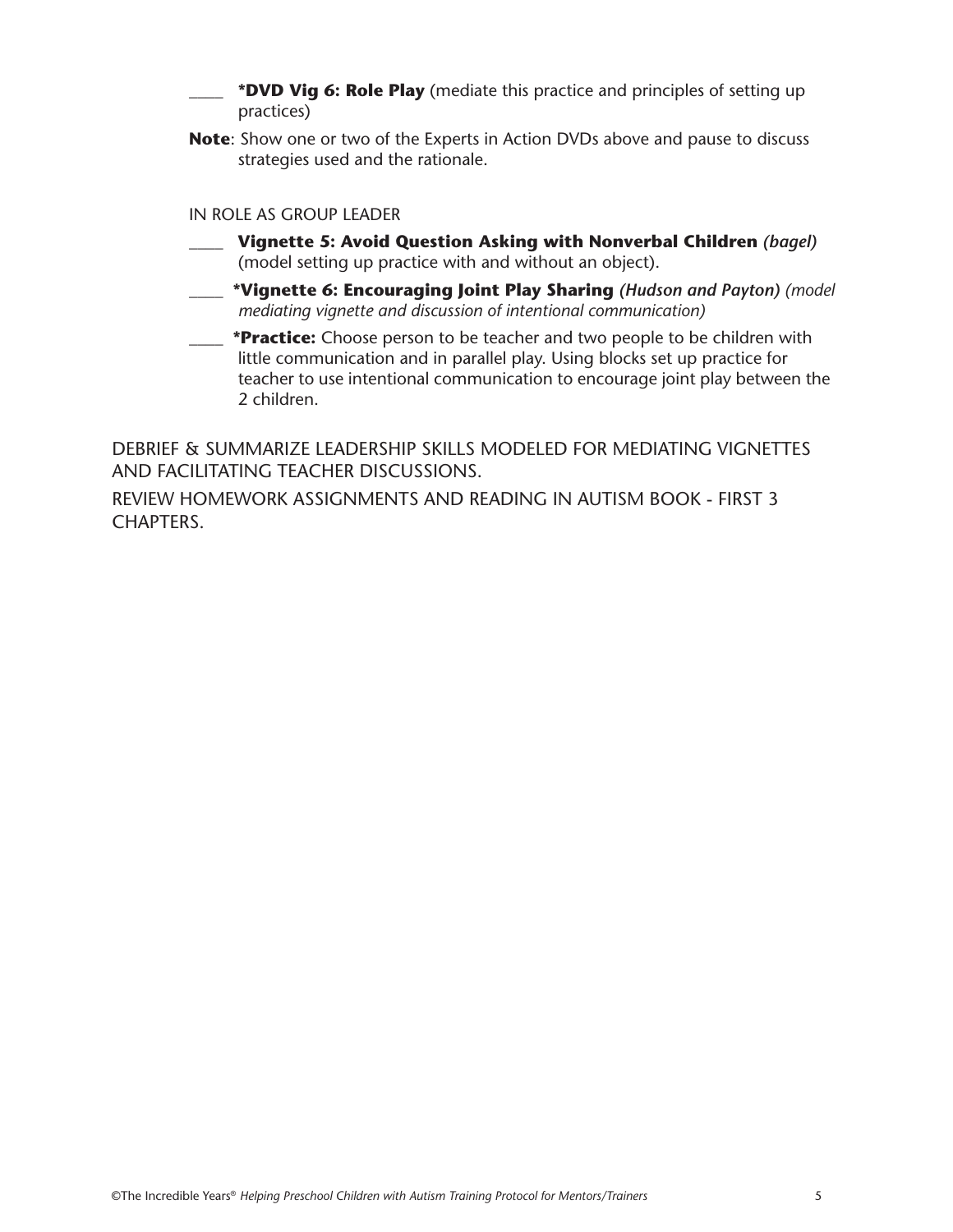____ ***DVD Vig 6: Role Play** (mediate this practice and principles of setting up practices)

**Note**: Show one or two of the Experts in Action DVDs above and pause to discuss strategies used and the rationale.

IN ROLE AS GROUP LEADER

____ **Vignette 5: Avoid Question Asking with Nonverbal Children** ***(bagel)*** (model setting up practice with and without an object).

____ ***Vignette 6: Encouraging Joint Play Sharing** ***(Hudson and Payton)*** *(model mediating vignette and discussion of intentional communication)*

____ ***Practice:** Choose person to be teacher and two people to be children with little communication and in parallel play. Using blocks set up practice for teacher to use intentional communication to encourage joint play between the 2 children.

DEBRIEF & SUMMARIZE LEADERSHIP SKILLS MODELED FOR MEDIATING VIGNETTES AND FACILITATING TEACHER DISCUSSIONS.

REVIEW HOMEWORK ASSIGNMENTS AND READING IN AUTISM BOOK - FIRST 3 CHAPTERS.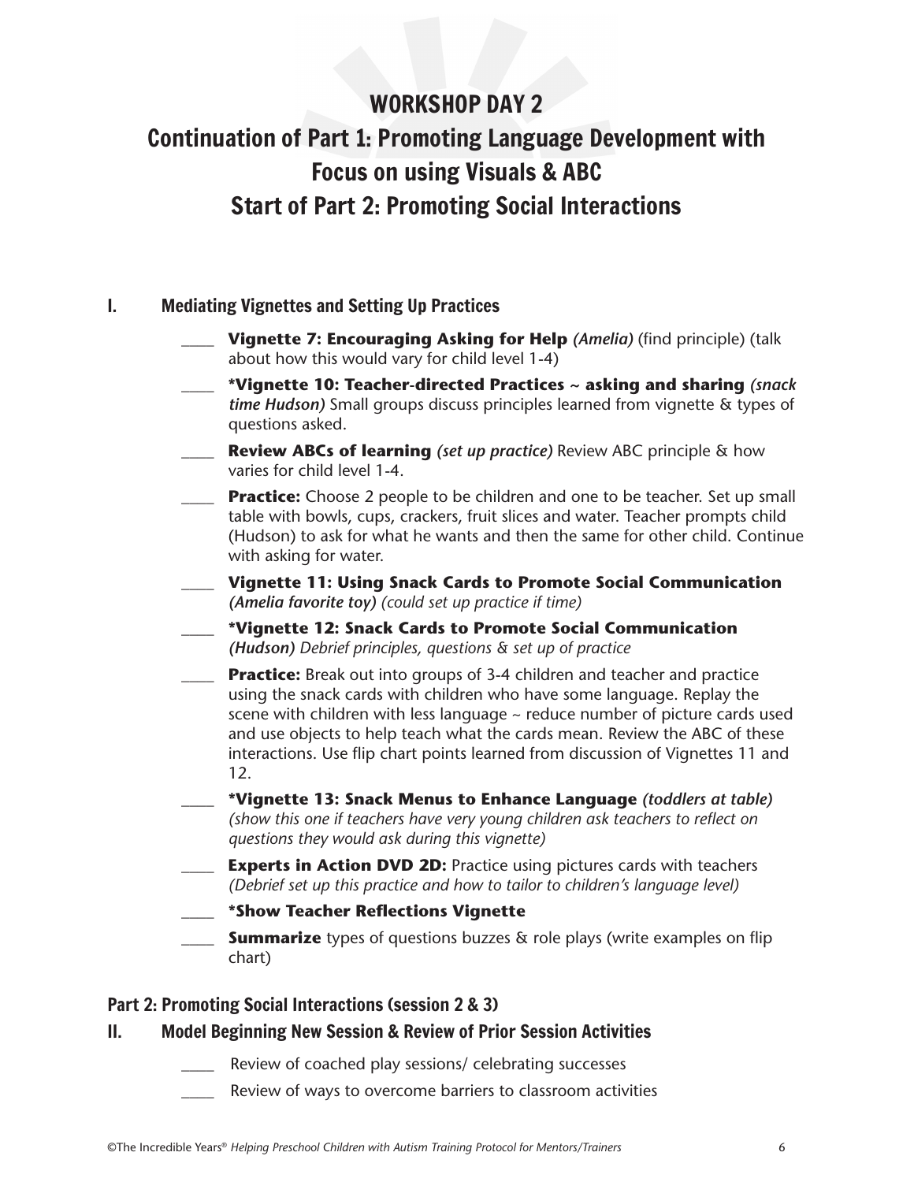# WORKSHOP DAY 2

# Continuation of Part 1: Promoting Language Development with Focus on using Visuals & ABC

# Start of Part 2: Promoting Social Interactions

## I. Mediating Vignettes and Setting Up Practices

- ____ **Vignette 7: Encouraging Asking for Help** *(Amelia)* (find principle) (talk about how this would vary for child level 1-4)
- ____ ***Vignette 10: Teacher-directed Practices ~ asking and sharing** *(snack time Hudson)* Small groups discuss principles learned from vignette & types of questions asked.
- ____ **Review ABCs of learning** *(set up practice)* Review ABC principle & how varies for child level 1-4.
- ____ **Practice:** Choose 2 people to be children and one to be teacher. Set up small table with bowls, cups, crackers, fruit slices and water. Teacher prompts child (Hudson) to ask for what he wants and then the same for other child. Continue with asking for water.
- ____ **Vignette 11: Using Snack Cards to Promote Social Communication** *(Amelia favorite toy) (could set up practice if time)*
- ____ ***Vignette 12: Snack Cards to Promote Social Communication** *(Hudson) Debrief principles, questions & set up of practice*
- ____ **Practice:** Break out into groups of 3-4 children and teacher and practice using the snack cards with children who have some language. Replay the scene with children with less language ~ reduce number of picture cards used and use objects to help teach what the cards mean. Review the ABC of these interactions. Use flip chart points learned from discussion of Vignettes 11 and 12.
- ____ ***Vignette 13: Snack Menus to Enhance Language** *(toddlers at table) (show this one if teachers have very young children ask teachers to reflect on questions they would ask during this vignette)*
- ____ **Experts in Action DVD 2D:** Practice using pictures cards with teachers *(Debrief set up this practice and how to tailor to children's language level)*
- ____ ***Show Teacher Reflections Vignette**
- ____ **Summarize** types of questions buzzes & role plays (write examples on flip chart)

## Part 2: Promoting Social Interactions (session 2 & 3)

## II. Model Beginning New Session & Review of Prior Session Activities

- ____ Review of coached play sessions/ celebrating successes
- ____ Review of ways to overcome barriers to classroom activities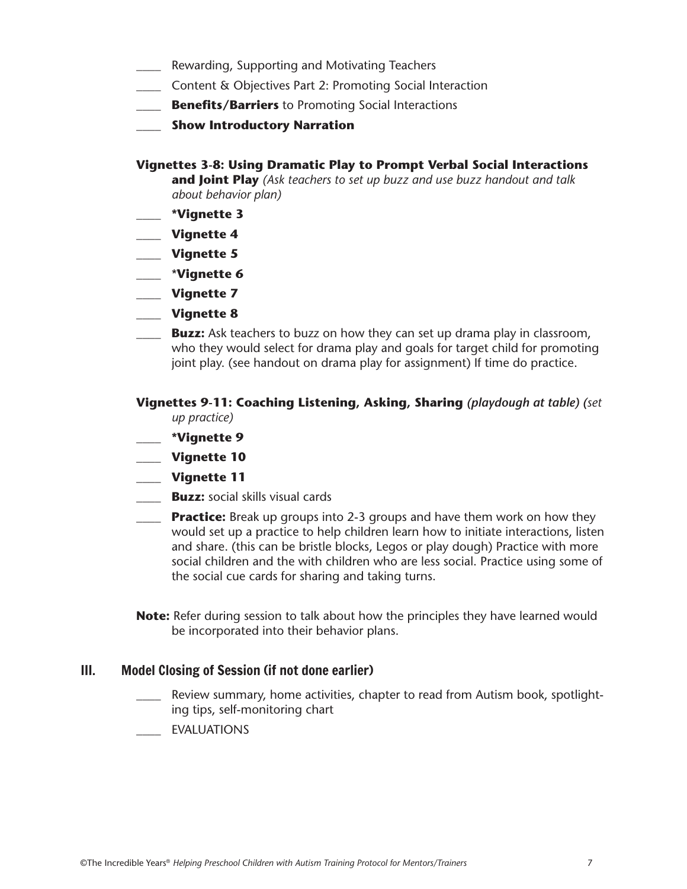____ Rewarding, Supporting and Motivating Teachers

____ Content & Objectives Part 2: Promoting Social Interaction

____ **Benefits/Barriers** to Promoting Social Interactions

____ **Show Introductory Narration**

**Vignettes 3-8: Using Dramatic Play to Prompt Verbal Social Interactions and Joint Play** *(Ask teachers to set up buzz and use buzz handout and talk about behavior plan)*

____ ***Vignette 3**

____ **Vignette 4**

____ **Vignette 5**

____ ***Vignette 6**

____ **Vignette 7**

____ **Vignette 8**

____ **Buzz:** Ask teachers to buzz on how they can set up drama play in classroom, who they would select for drama play and goals for target child for promoting joint play. (see handout on drama play for assignment) If time do practice.

**Vignettes 9-11: Coaching Listening, Asking, Sharing** *(playdough at table) (set up practice)*

____ ***Vignette 9**

____ **Vignette 10**

____ **Vignette 11**

____ **Buzz:** social skills visual cards

____ **Practice:** Break up groups into 2-3 groups and have them work on how they would set up a practice to help children learn how to initiate interactions, listen and share. (this can be bristle blocks, Legos or play dough) Practice with more social children and the with children who are less social. Practice using some of the social cue cards for sharing and taking turns.

**Note:** Refer during session to talk about how the principles they have learned would be incorporated into their behavior plans.

## III. Model Closing of Session (if not done earlier)

____ Review summary, home activities, chapter to read from Autism book, spotlighting tips, self-monitoring chart

____ EVALUATIONS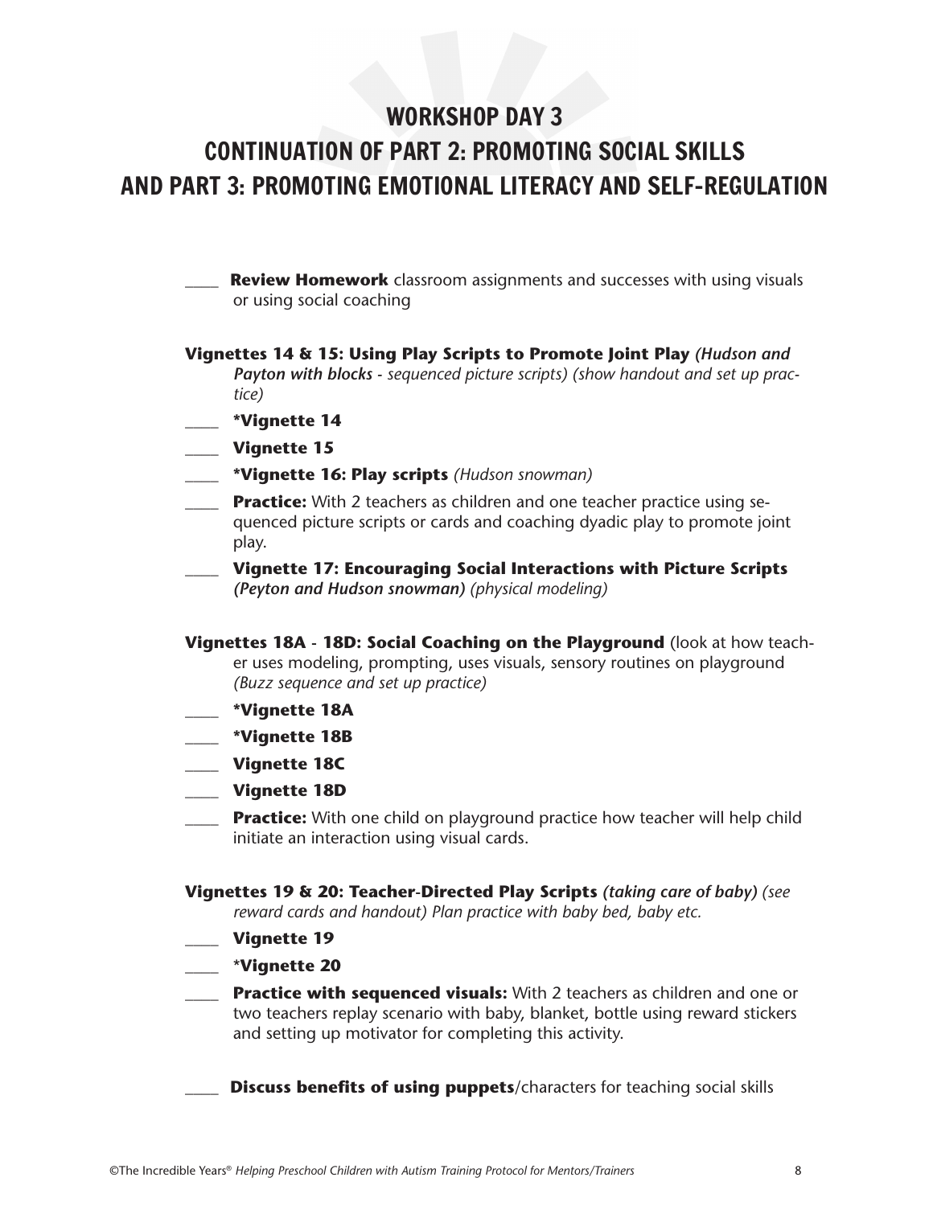# WORKSHOP DAY 3
# CONTINUATION OF PART 2: PROMOTING SOCIAL SKILLS AND PART 3: PROMOTING EMOTIONAL LITERACY AND SELF-REGULATION

____ **Review Homework** classroom assignments and successes with using visuals or using social coaching

**Vignettes 14 & 15: Using Play Scripts to Promote Joint Play** ***(Hudson and Payton with blocks*** *- sequenced picture scripts) (show handout and set up practice)*

____ ***Vignette 14**

____ **Vignette 15**

____ ***Vignette 16: Play scripts** *(Hudson snowman)*

____ **Practice:** With 2 teachers as children and one teacher practice using sequenced picture scripts or cards and coaching dyadic play to promote joint play.

____ **Vignette 17: Encouraging Social Interactions with Picture Scripts** ***(Peyton and Hudson snowman)*** *(physical modeling)*

**Vignettes 18A - 18D: Social Coaching on the Playground** (look at how teacher uses modeling, prompting, uses visuals, sensory routines on playground *(Buzz sequence and set up practice)*

____ ***Vignette 18A**

____ ***Vignette 18B**

____ **Vignette 18C**

____ **Vignette 18D**

____ **Practice:** With one child on playground practice how teacher will help child initiate an interaction using visual cards.

**Vignettes 19 & 20: Teacher-Directed Play Scripts** ***(taking care of baby)*** *(see reward cards and handout) Plan practice with baby bed, baby etc.*

____ **Vignette 19**

____ ***Vignette 20**

____ **Practice with sequenced visuals:** With 2 teachers as children and one or two teachers replay scenario with baby, blanket, bottle using reward stickers and setting up motivator for completing this activity.

____ **Discuss benefits of using puppets**/characters for teaching social skills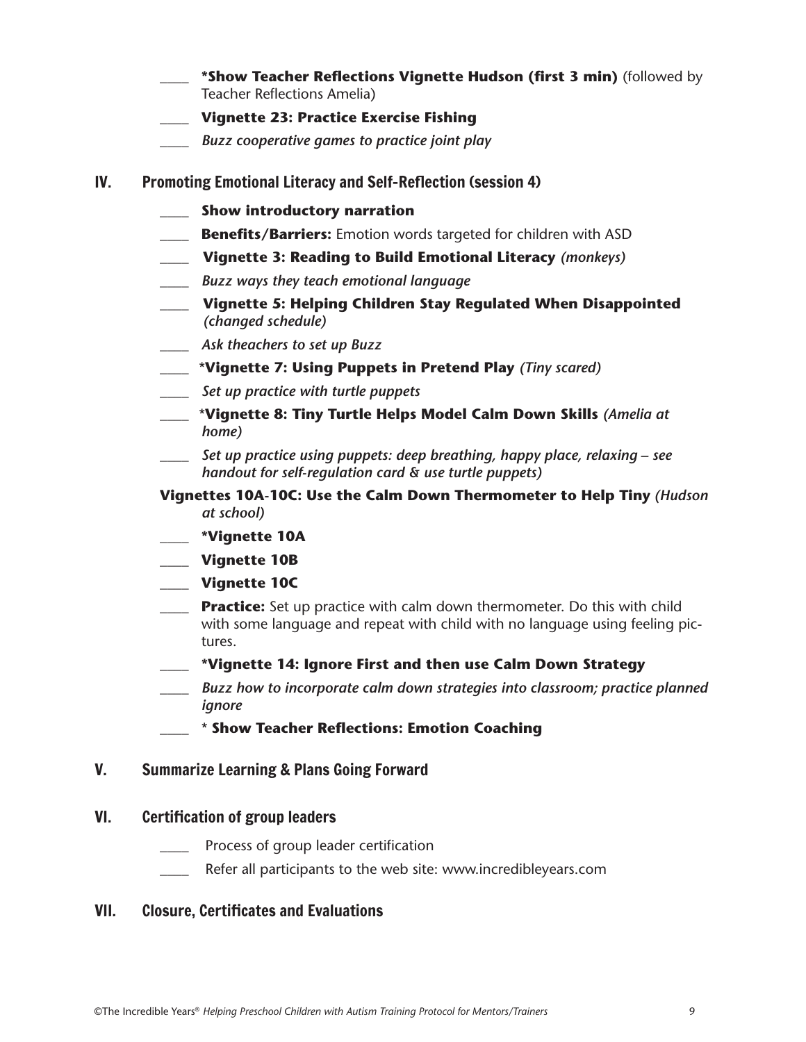____ **\*Show Teacher Reflections Vignette Hudson (first 3 min)** (followed by Teacher Reflections Amelia)

____ **Vignette 23: Practice Exercise Fishing**

____ *Buzz cooperative games to practice joint play*

## IV. Promoting Emotional Literacy and Self-Reflection (session 4)

____ **Show introductory narration**

____ **Benefits/Barriers:** Emotion words targeted for children with ASD

____ **Vignette 3: Reading to Build Emotional Literacy** *(monkeys)*

____ *Buzz ways they teach emotional language*

____ **Vignette 5: Helping Children Stay Regulated When Disappointed** *(changed schedule)*

____ *Ask theachers to set up Buzz*

____ **\*Vignette 7: Using Puppets in Pretend Play** *(Tiny scared)*

____ *Set up practice with turtle puppets*

____ **\*Vignette 8: Tiny Turtle Helps Model Calm Down Skills** *(Amelia at home)*

____ *Set up practice using puppets: deep breathing, happy place, relaxing – see handout for self-regulation card & use turtle puppets)*

**Vignettes 10A-10C: Use the Calm Down Thermometer to Help Tiny** *(Hudson at school)*

____ **\*Vignette 10A**

____ **Vignette 10B**

____ **Vignette 10C**

____ **Practice:** Set up practice with calm down thermometer. Do this with child with some language and repeat with child with no language using feeling pictures.

____ **\*Vignette 14: Ignore First and then use Calm Down Strategy**

____ *Buzz how to incorporate calm down strategies into classroom; practice planned ignore*

____ **\* Show Teacher Reflections: Emotion Coaching**

## V. Summarize Learning & Plans Going Forward

## VI. Certification of group leaders

____ Process of group leader certification

____ Refer all participants to the web site: www.incredibleyears.com

## VII. Closure, Certificates and Evaluations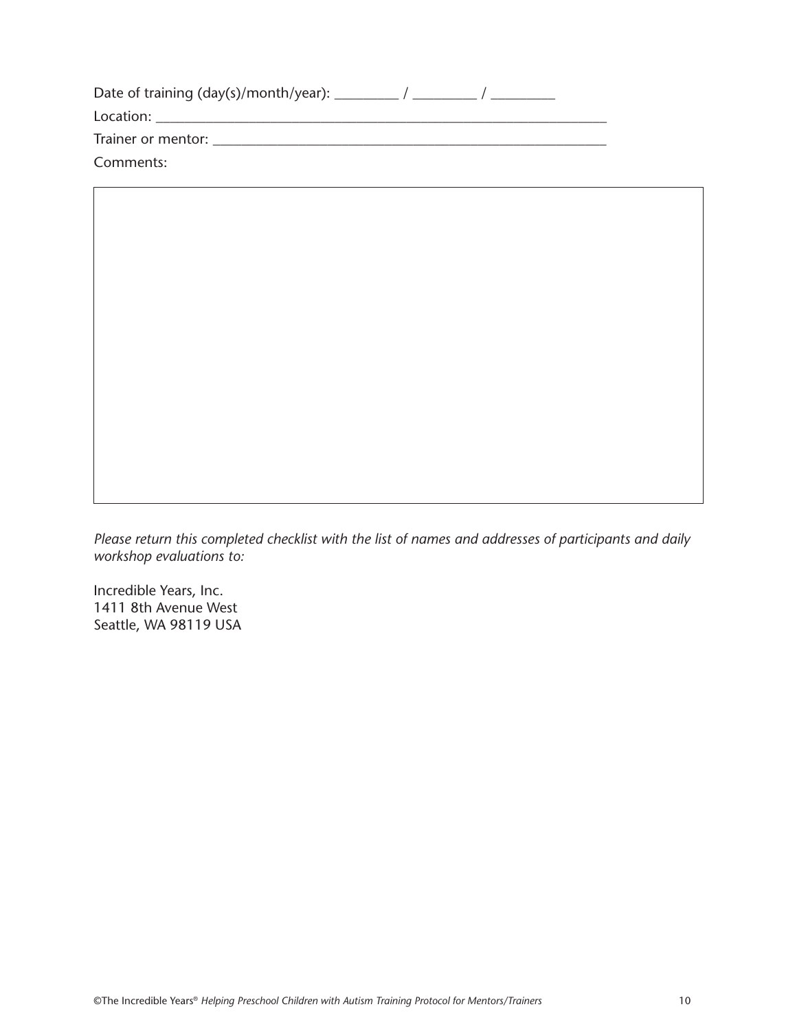Date of training (day(s)/month/year): _________ / _________ / _________

Location: ___________________________________________________________________

Trainer or mentor: ___________________________________________________________

Comments:

*Please return this completed checklist with the list of names and addresses of participants and daily workshop evaluations to:*

Incredible Years, Inc.
1411 8th Avenue West
Seattle, WA 98119 USA